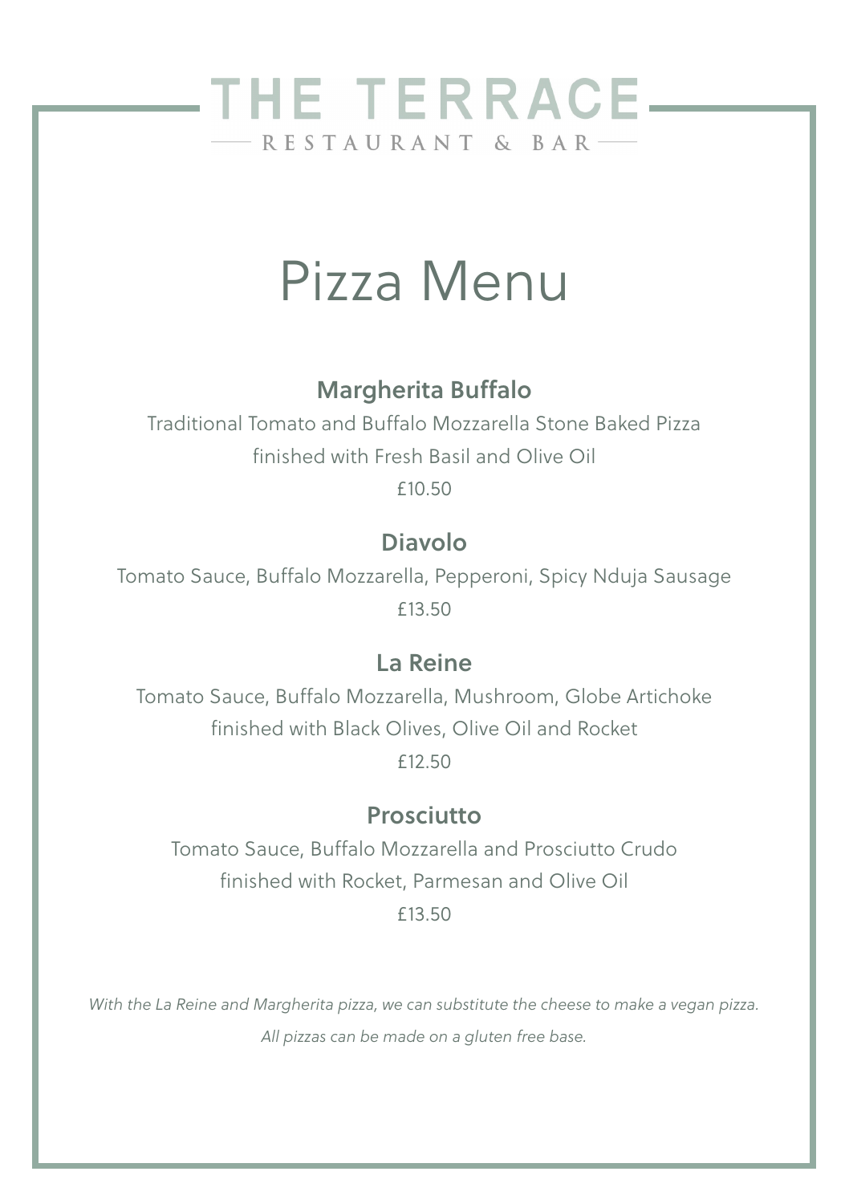# THE TERRACE

RESTAURANT & BAR

## Pizza Menu

### Margherita Buffalo

Traditional Tomato and Buffalo Mozzarella Stone Baked Pizza
finished with Fresh Basil and Olive Oil

£10.50

### Diavolo

Tomato Sauce, Buffalo Mozzarella, Pepperoni, Spicy Nduja Sausage

£13.50

### La Reine

Tomato Sauce, Buffalo Mozzarella, Mushroom, Globe Artichoke
finished with Black Olives, Olive Oil and Rocket

£12.50

### Prosciutto

Tomato Sauce, Buffalo Mozzarella and Prosciutto Crudo
finished with Rocket, Parmesan and Olive Oil

£13.50

*With the La Reine and Margherita pizza, we can substitute the cheese to make a vegan pizza.*

*All pizzas can be made on a gluten free base.*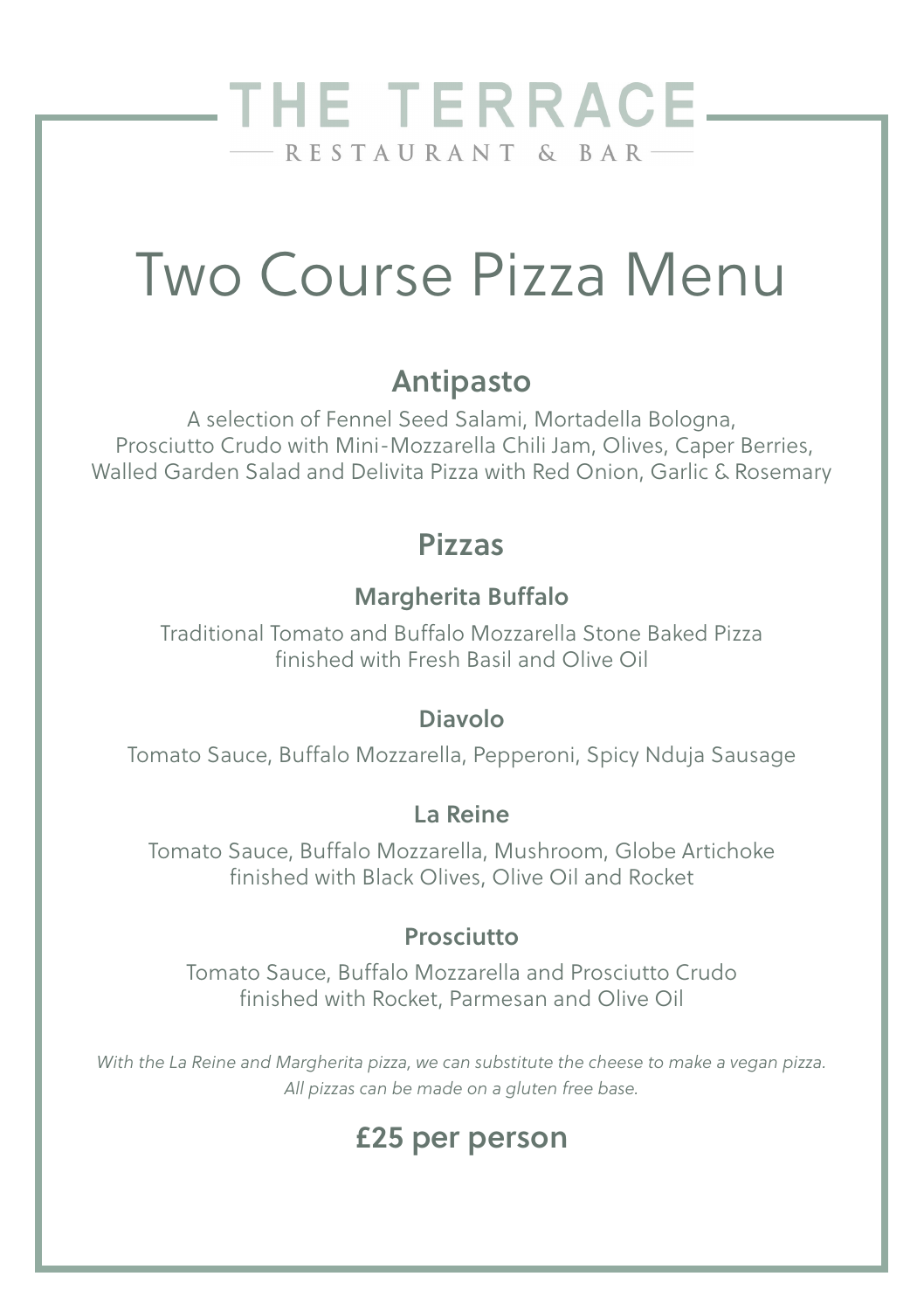# THE TERRACE

RESTAURANT & BAR

# Two Course Pizza Menu

## Antipasto

A selection of Fennel Seed Salami, Mortadella Bologna, Prosciutto Crudo with Mini-Mozzarella Chili Jam, Olives, Caper Berries, Walled Garden Salad and Delivita Pizza with Red Onion, Garlic & Rosemary

## Pizzas

### Margherita Buffalo

Traditional Tomato and Buffalo Mozzarella Stone Baked Pizza finished with Fresh Basil and Olive Oil

### Diavolo

Tomato Sauce, Buffalo Mozzarella, Pepperoni, Spicy Nduja Sausage

### La Reine

Tomato Sauce, Buffalo Mozzarella, Mushroom, Globe Artichoke finished with Black Olives, Olive Oil and Rocket

### Prosciutto

Tomato Sauce, Buffalo Mozzarella and Prosciutto Crudo finished with Rocket, Parmesan and Olive Oil

*With the La Reine and Margherita pizza, we can substitute the cheese to make a vegan pizza.*
*All pizzas can be made on a gluten free base.*

## £25 per person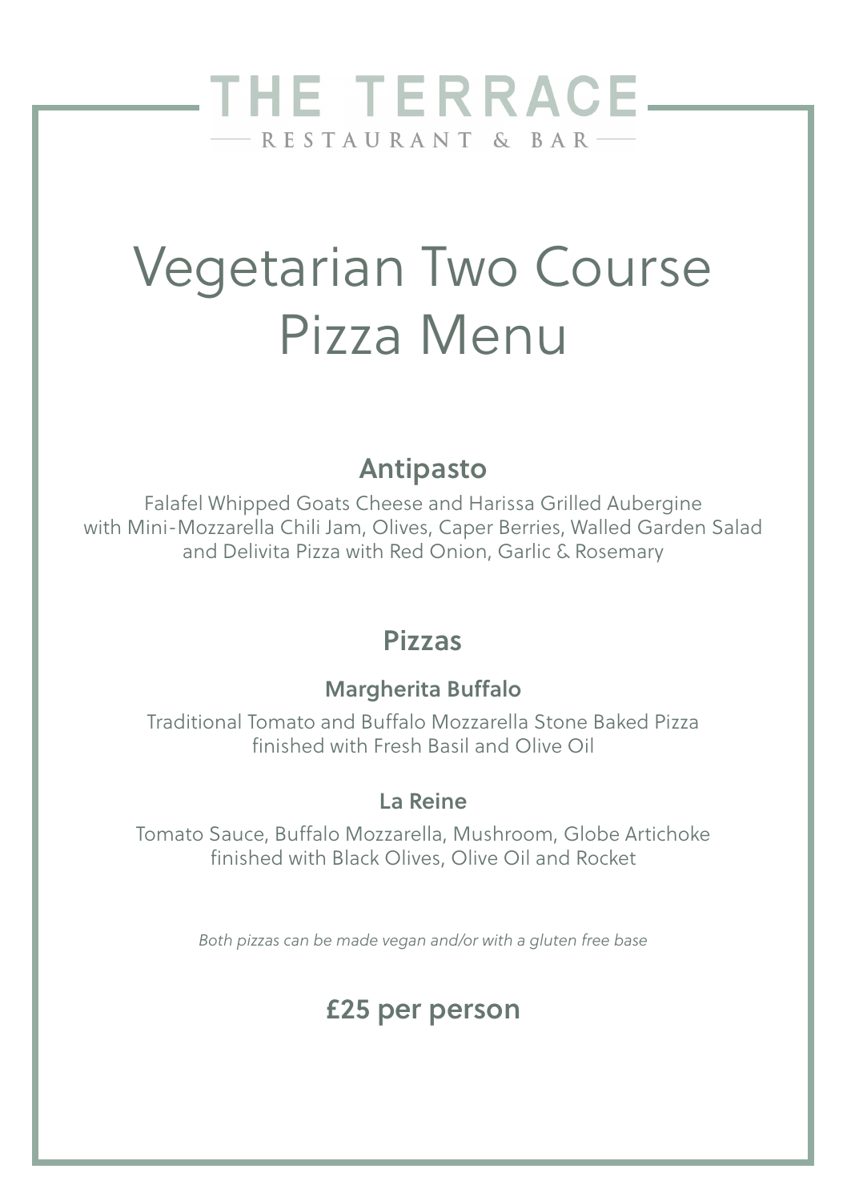# THE TERRACE

RESTAURANT & BAR

# Vegetarian Two Course Pizza Menu

## Antipasto

Falafel Whipped Goats Cheese and Harissa Grilled Aubergine
with Mini-Mozzarella Chili Jam, Olives, Caper Berries, Walled Garden Salad
and Delivita Pizza with Red Onion, Garlic & Rosemary

## Pizzas

### Margherita Buffalo

Traditional Tomato and Buffalo Mozzarella Stone Baked Pizza
finished with Fresh Basil and Olive Oil

### La Reine

Tomato Sauce, Buffalo Mozzarella, Mushroom, Globe Artichoke
finished with Black Olives, Olive Oil and Rocket

*Both pizzas can be made vegan and/or with a gluten free base*

## £25 per person